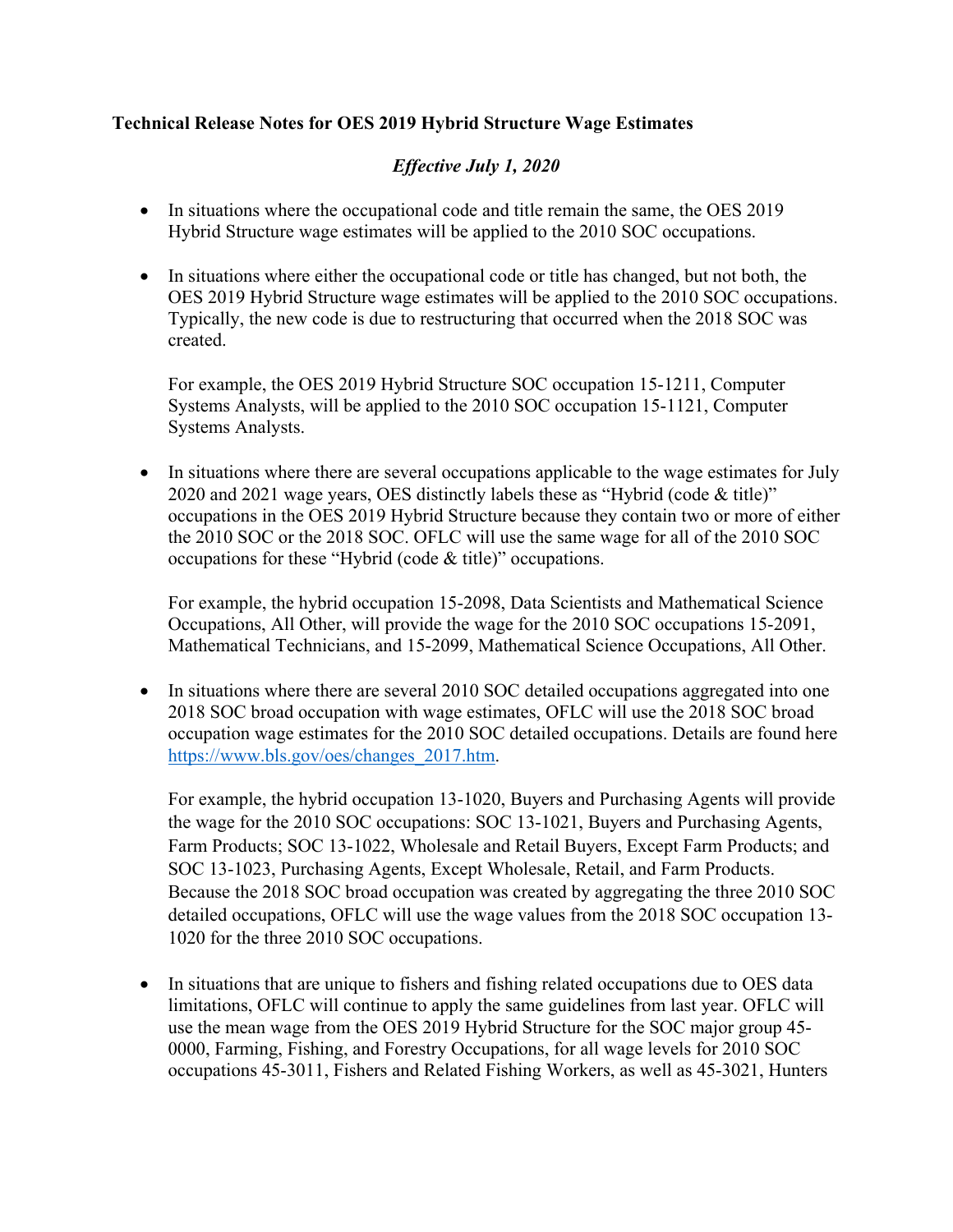**Technical Release Notes for OES 2019 Hybrid Structure Wage Estimates**

*Effective July 1, 2020*

- In situations where the occupational code and title remain the same, the OES 2019 Hybrid Structure wage estimates will be applied to the 2010 SOC occupations.

- In situations where either the occupational code or title has changed, but not both, the OES 2019 Hybrid Structure wage estimates will be applied to the 2010 SOC occupations. Typically, the new code is due to restructuring that occurred when the 2018 SOC was created.

  For example, the OES 2019 Hybrid Structure SOC occupation 15-1211, Computer Systems Analysts, will be applied to the 2010 SOC occupation 15-1121, Computer Systems Analysts.

- In situations where there are several occupations applicable to the wage estimates for July 2020 and 2021 wage years, OES distinctly labels these as "Hybrid (code & title)" occupations in the OES 2019 Hybrid Structure because they contain two or more of either the 2010 SOC or the 2018 SOC. OFLC will use the same wage for all of the 2010 SOC occupations for these "Hybrid (code & title)" occupations.

  For example, the hybrid occupation 15-2098, Data Scientists and Mathematical Science Occupations, All Other, will provide the wage for the 2010 SOC occupations 15-2091, Mathematical Technicians, and 15-2099, Mathematical Science Occupations, All Other.

- In situations where there are several 2010 SOC detailed occupations aggregated into one 2018 SOC broad occupation with wage estimates, OFLC will use the 2018 SOC broad occupation wage estimates for the 2010 SOC detailed occupations. Details are found here [https://www.bls.gov/oes/changes_2017.htm](https://www.bls.gov/oes/changes_2017.htm).

  For example, the hybrid occupation 13-1020, Buyers and Purchasing Agents will provide the wage for the 2010 SOC occupations: SOC 13-1021, Buyers and Purchasing Agents, Farm Products; SOC 13-1022, Wholesale and Retail Buyers, Except Farm Products; and SOC 13-1023, Purchasing Agents, Except Wholesale, Retail, and Farm Products. Because the 2018 SOC broad occupation was created by aggregating the three 2010 SOC detailed occupations, OFLC will use the wage values from the 2018 SOC occupation 13-1020 for the three 2010 SOC occupations.

- In situations that are unique to fishers and fishing related occupations due to OES data limitations, OFLC will continue to apply the same guidelines from last year. OFLC will use the mean wage from the OES 2019 Hybrid Structure for the SOC major group 45-0000, Farming, Fishing, and Forestry Occupations, for all wage levels for 2010 SOC occupations 45-3011, Fishers and Related Fishing Workers, as well as 45-3021, Hunters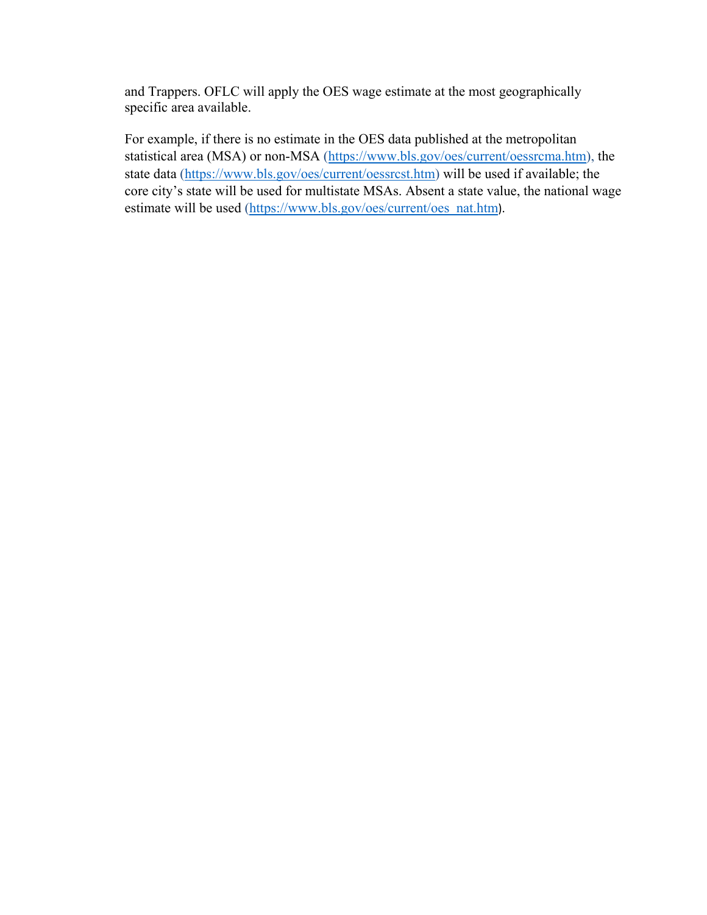and Trappers. OFLC will apply the OES wage estimate at the most geographically specific area available.

For example, if there is no estimate in the OES data published at the metropolitan statistical area (MSA) or non-MSA (https://www.bls.gov/oes/current/oessrcma.htm), the state data (https://www.bls.gov/oes/current/oessrcst.htm) will be used if available; the core city's state will be used for multistate MSAs. Absent a state value, the national wage estimate will be used (https://www.bls.gov/oes/current/oes_nat.htm).